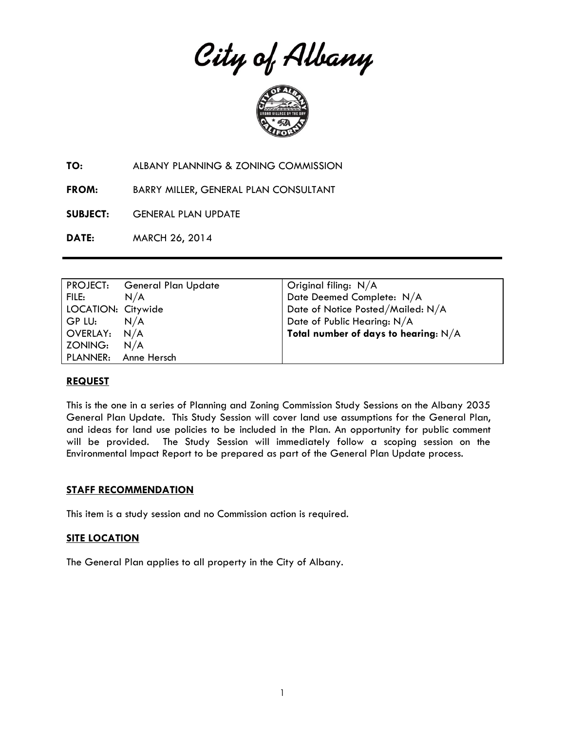# City of Albany

**TO:** ALBANY PLANNING & ZONING COMMISSION

**FROM:** BARRY MILLER, GENERAL PLAN CONSULTANT

**SUBJECT:** GENERAL PLAN UPDATE

**DATE:** MARCH 26, 2014

| | |
|---|---|
| PROJECT: General Plan Update | Original filing: N/A |
| FILE: N/A | Date Deemed Complete: N/A |
| LOCATION: Citywide | Date of Notice Posted/Mailed: N/A |
| GP LU: N/A | Date of Public Hearing: N/A |
| OVERLAY: N/A | **Total number of days to hearing**: N/A |
| ZONING: N/A | |
| PLANNER: Anne Hersch | |

## REQUEST

This is the one in a series of Planning and Zoning Commission Study Sessions on the Albany 2035 General Plan Update. This Study Session will cover land use assumptions for the General Plan, and ideas for land use policies to be included in the Plan. An opportunity for public comment will be provided. The Study Session will immediately follow a scoping session on the Environmental Impact Report to be prepared as part of the General Plan Update process.

## STAFF RECOMMENDATION

This item is a study session and no Commission action is required.

## SITE LOCATION

The General Plan applies to all property in the City of Albany.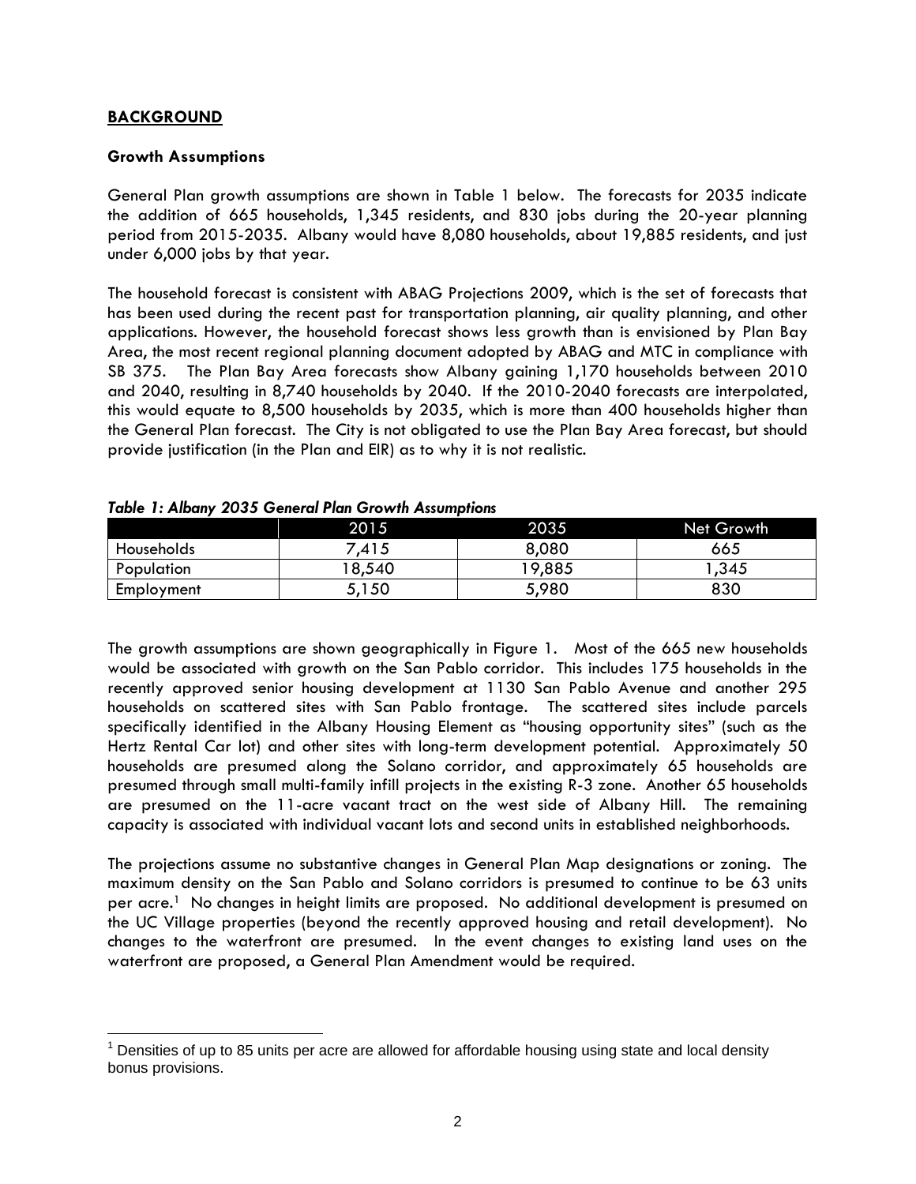## BACKGROUND

### Growth Assumptions

General Plan growth assumptions are shown in Table 1 below. The forecasts for 2035 indicate the addition of 665 households, 1,345 residents, and 830 jobs during the 20-year planning period from 2015-2035. Albany would have 8,080 households, about 19,885 residents, and just under 6,000 jobs by that year.

The household forecast is consistent with ABAG Projections 2009, which is the set of forecasts that has been used during the recent past for transportation planning, air quality planning, and other applications. However, the household forecast shows less growth than is envisioned by Plan Bay Area, the most recent regional planning document adopted by ABAG and MTC in compliance with SB 375. The Plan Bay Area forecasts show Albany gaining 1,170 households between 2010 and 2040, resulting in 8,740 households by 2040. If the 2010-2040 forecasts are interpolated, this would equate to 8,500 households by 2035, which is more than 400 households higher than the General Plan forecast. The City is not obligated to use the Plan Bay Area forecast, but should provide justification (in the Plan and EIR) as to why it is not realistic.

***Table 1: Albany 2035 General Plan Growth Assumptions***

| | 2015 | 2035 | Net Growth |
|---|---|---|---|
| Households | 7,415 | 8,080 | 665 |
| Population | 18,540 | 19,885 | 1,345 |
| Employment | 5,150 | 5,980 | 830 |

The growth assumptions are shown geographically in Figure 1. Most of the 665 new households would be associated with growth on the San Pablo corridor. This includes 175 households in the recently approved senior housing development at 1130 San Pablo Avenue and another 295 households on scattered sites with San Pablo frontage. The scattered sites include parcels specifically identified in the Albany Housing Element as "housing opportunity sites" (such as the Hertz Rental Car lot) and other sites with long-term development potential. Approximately 50 households are presumed along the Solano corridor, and approximately 65 households are presumed through small multi-family infill projects in the existing R-3 zone. Another 65 households are presumed on the 11-acre vacant tract on the west side of Albany Hill. The remaining capacity is associated with individual vacant lots and second units in established neighborhoods.

The projections assume no substantive changes in General Plan Map designations or zoning. The maximum density on the San Pablo and Solano corridors is presumed to continue to be 63 units per acre.[1] No changes in height limits are proposed. No additional development is presumed on the UC Village properties (beyond the recently approved housing and retail development). No changes to the waterfront are presumed. In the event changes to existing land uses on the waterfront are proposed, a General Plan Amendment would be required.

---

[1] Densities of up to 85 units per acre are allowed for affordable housing using state and local density bonus provisions.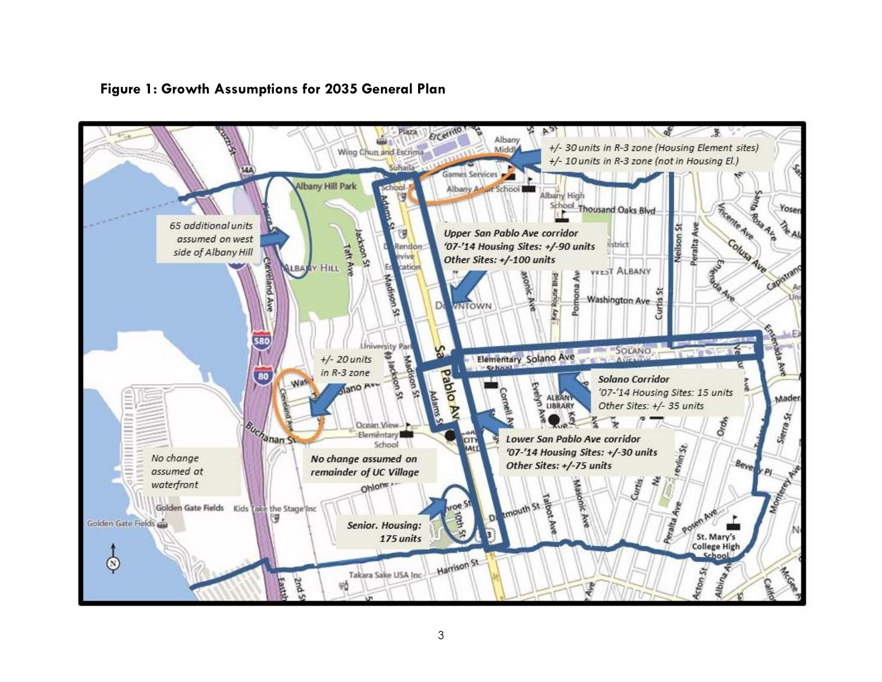**Figure 1: Growth Assumptions for 2035 General Plan**

*+/- 30 units in R-3 zone (Housing Element sites)*
*+/- 10 units in R-3 zone (not in Housing El.)*

*65 additional units assumed on west side of Albany Hill*

*Upper San Pablo Ave corridor*
*'07-'14 Housing Sites: +/-90 units*
*Other Sites: +/-100 units*

*+/- 20 units in R-3 zone*

*Solano Corridor*
*'07-'14 Housing Sites: 15 units*
*Other Sites: +/- 35 units*

*Lower San Pablo Ave corridor*
*'07-'14 Housing Sites: +/-30 units*
*Other Sites: +/-75 units*

*No change assumed at waterfront*

*No change assumed on remainder of UC Village*

*Senior. Housing: 175 units*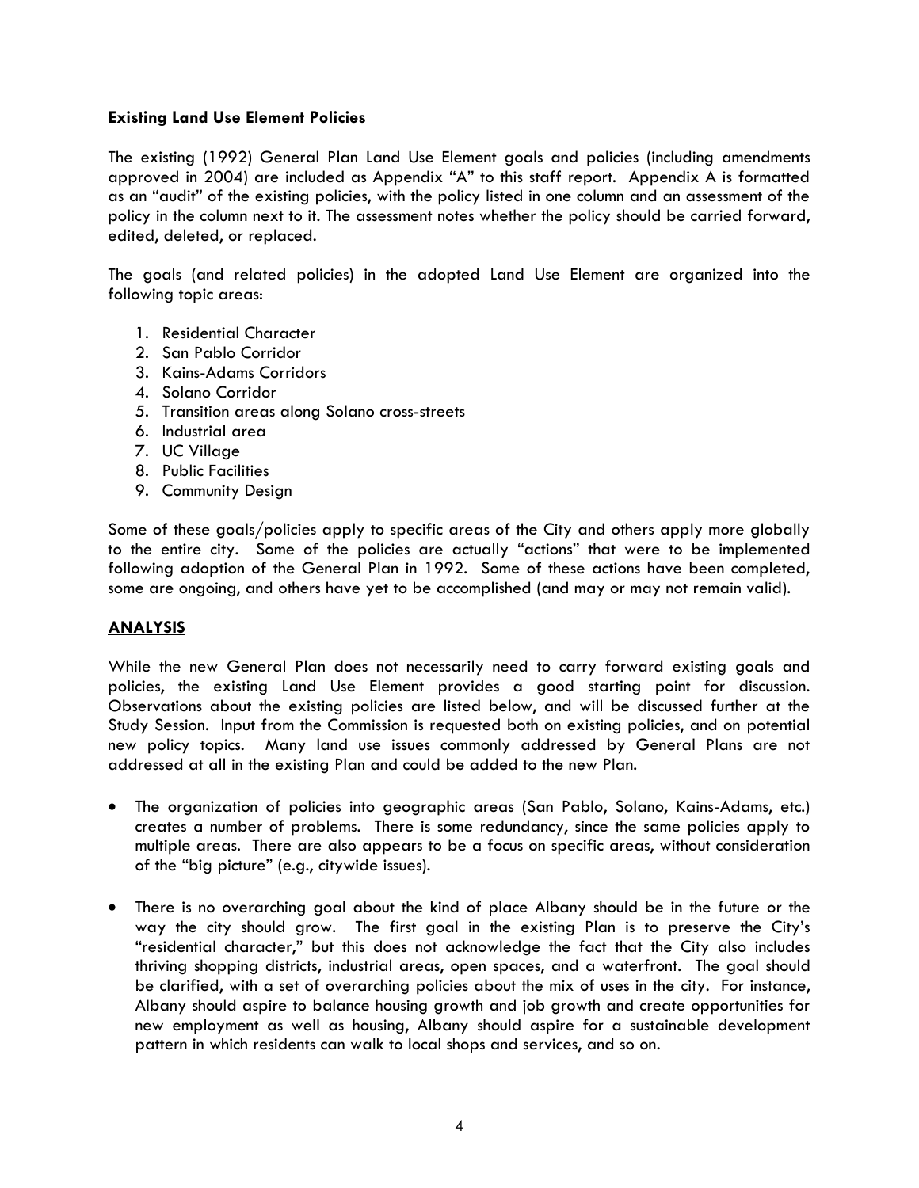### **Existing Land Use Element Policies**

The existing (1992) General Plan Land Use Element goals and policies (including amendments approved in 2004) are included as Appendix "A" to this staff report. Appendix A is formatted as an "audit" of the existing policies, with the policy listed in one column and an assessment of the policy in the column next to it. The assessment notes whether the policy should be carried forward, edited, deleted, or replaced.

The goals (and related policies) in the adopted Land Use Element are organized into the following topic areas:

1. Residential Character
2. San Pablo Corridor
3. Kains-Adams Corridors
4. Solano Corridor
5. Transition areas along Solano cross-streets
6. Industrial area
7. UC Village
8. Public Facilities
9. Community Design

Some of these goals/policies apply to specific areas of the City and others apply more globally to the entire city. Some of the policies are actually "actions" that were to be implemented following adoption of the General Plan in 1992. Some of these actions have been completed, some are ongoing, and others have yet to be accomplished (and may or may not remain valid).

## **ANALYSIS**

While the new General Plan does not necessarily need to carry forward existing goals and policies, the existing Land Use Element provides a good starting point for discussion. Observations about the existing policies are listed below, and will be discussed further at the Study Session. Input from the Commission is requested both on existing policies, and on potential new policy topics. Many land use issues commonly addressed by General Plans are not addressed at all in the existing Plan and could be added to the new Plan.

- The organization of policies into geographic areas (San Pablo, Solano, Kains-Adams, etc.) creates a number of problems. There is some redundancy, since the same policies apply to multiple areas. There are also appears to be a focus on specific areas, without consideration of the "big picture" (e.g., citywide issues).

- There is no overarching goal about the kind of place Albany should be in the future or the way the city should grow. The first goal in the existing Plan is to preserve the City's "residential character," but this does not acknowledge the fact that the City also includes thriving shopping districts, industrial areas, open spaces, and a waterfront. The goal should be clarified, with a set of overarching policies about the mix of uses in the city. For instance, Albany should aspire to balance housing growth and job growth and create opportunities for new employment as well as housing, Albany should aspire for a sustainable development pattern in which residents can walk to local shops and services, and so on.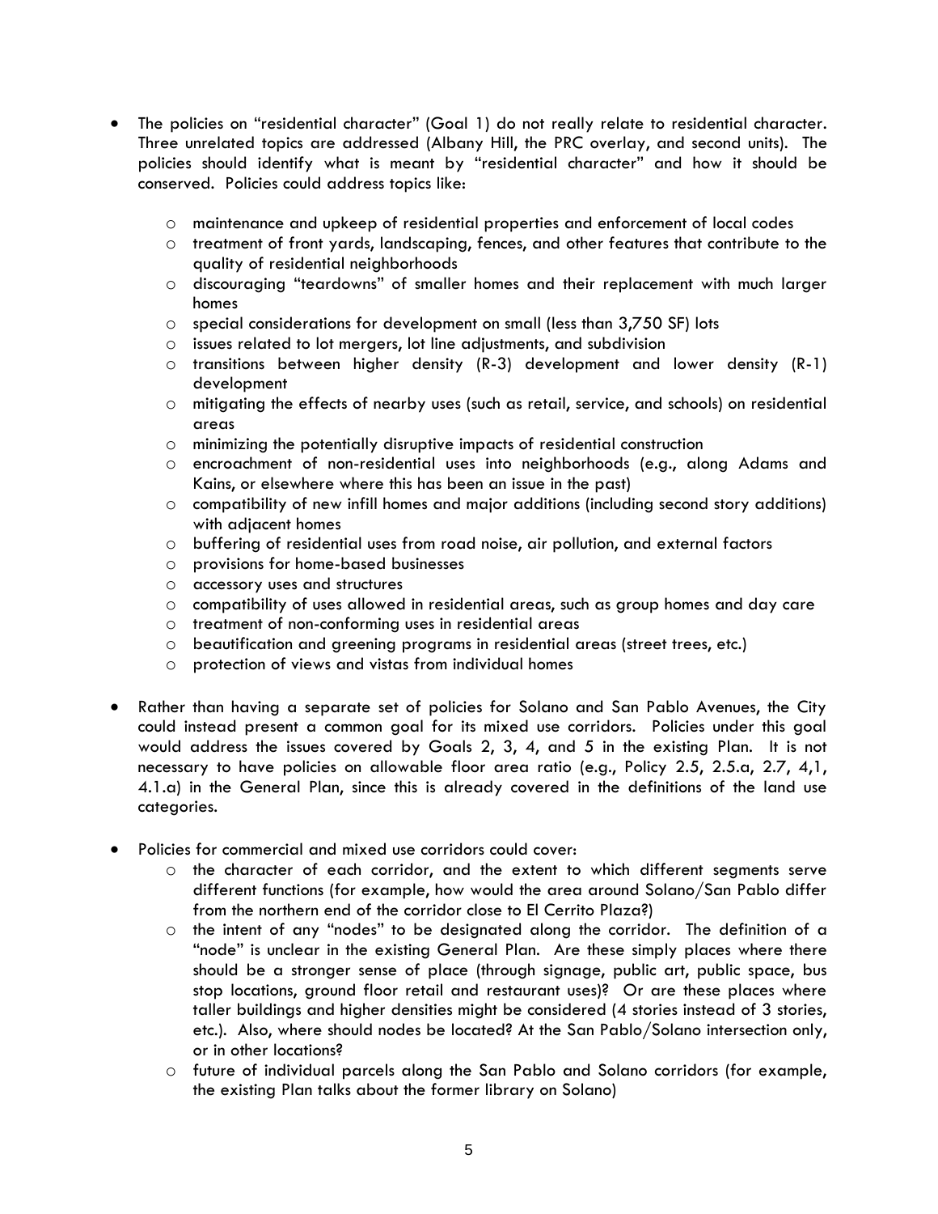- The policies on "residential character" (Goal 1) do not really relate to residential character. Three unrelated topics are addressed (Albany Hill, the PRC overlay, and second units). The policies should identify what is meant by "residential character" and how it should be conserved. Policies could address topics like:
    - maintenance and upkeep of residential properties and enforcement of local codes
    - treatment of front yards, landscaping, fences, and other features that contribute to the quality of residential neighborhoods
    - discouraging "teardowns" of smaller homes and their replacement with much larger homes
    - special considerations for development on small (less than 3,750 SF) lots
    - issues related to lot mergers, lot line adjustments, and subdivision
    - transitions between higher density (R-3) development and lower density (R-1) development
    - mitigating the effects of nearby uses (such as retail, service, and schools) on residential areas
    - minimizing the potentially disruptive impacts of residential construction
    - encroachment of non-residential uses into neighborhoods (e.g., along Adams and Kains, or elsewhere where this has been an issue in the past)
    - compatibility of new infill homes and major additions (including second story additions) with adjacent homes
    - buffering of residential uses from road noise, air pollution, and external factors
    - provisions for home-based businesses
    - accessory uses and structures
    - compatibility of uses allowed in residential areas, such as group homes and day care
    - treatment of non-conforming uses in residential areas
    - beautification and greening programs in residential areas (street trees, etc.)
    - protection of views and vistas from individual homes

- Rather than having a separate set of policies for Solano and San Pablo Avenues, the City could instead present a common goal for its mixed use corridors. Policies under this goal would address the issues covered by Goals 2, 3, 4, and 5 in the existing Plan. It is not necessary to have policies on allowable floor area ratio (e.g., Policy 2.5, 2.5.a, 2.7, 4,1, 4.1.a) in the General Plan, since this is already covered in the definitions of the land use categories.

- Policies for commercial and mixed use corridors could cover:
    - the character of each corridor, and the extent to which different segments serve different functions (for example, how would the area around Solano/San Pablo differ from the northern end of the corridor close to El Cerrito Plaza?)
    - the intent of any "nodes" to be designated along the corridor. The definition of a "node" is unclear in the existing General Plan. Are these simply places where there should be a stronger sense of place (through signage, public art, public space, bus stop locations, ground floor retail and restaurant uses)? Or are these places where taller buildings and higher densities might be considered (4 stories instead of 3 stories, etc.). Also, where should nodes be located? At the San Pablo/Solano intersection only, or in other locations?
    - future of individual parcels along the San Pablo and Solano corridors (for example, the existing Plan talks about the former library on Solano)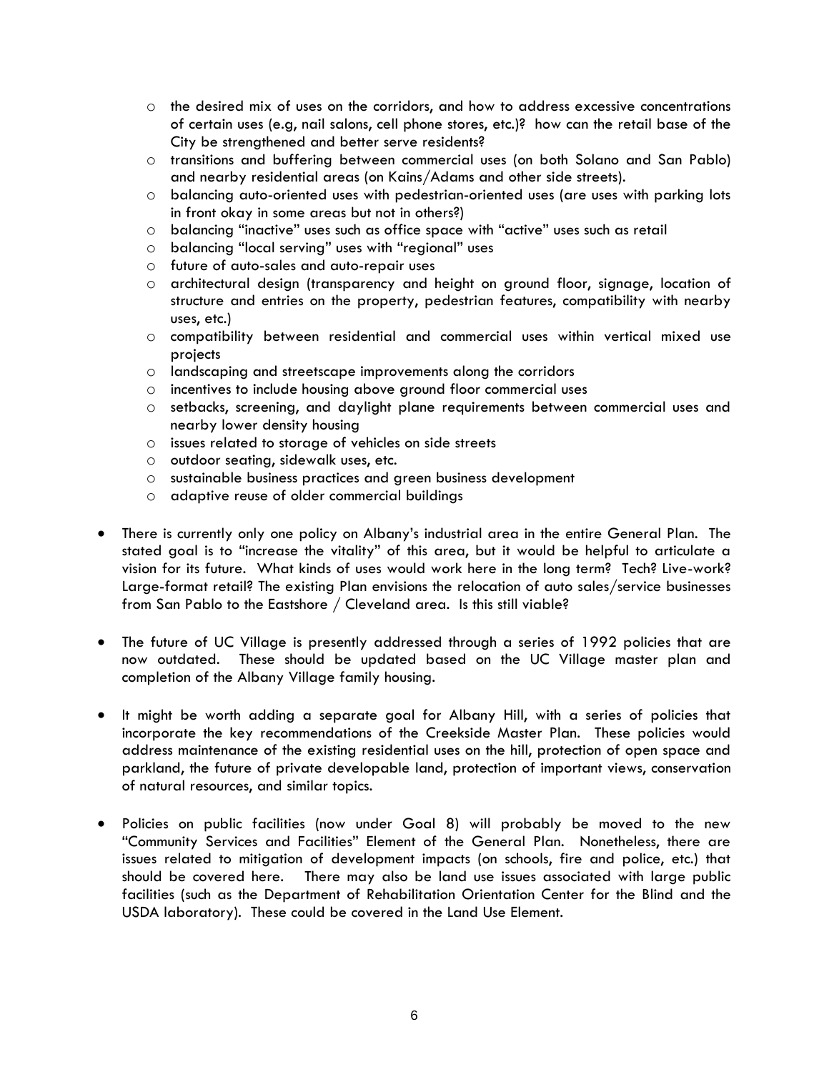- the desired mix of uses on the corridors, and how to address excessive concentrations of certain uses (e.g, nail salons, cell phone stores, etc.)? how can the retail base of the City be strengthened and better serve residents?
  - transitions and buffering between commercial uses (on both Solano and San Pablo) and nearby residential areas (on Kains/Adams and other side streets).
  - balancing auto-oriented uses with pedestrian-oriented uses (are uses with parking lots in front okay in some areas but not in others?)
  - balancing "inactive" uses such as office space with "active" uses such as retail
  - balancing "local serving" uses with "regional" uses
  - future of auto-sales and auto-repair uses
  - architectural design (transparency and height on ground floor, signage, location of structure and entries on the property, pedestrian features, compatibility with nearby uses, etc.)
  - compatibility between residential and commercial uses within vertical mixed use projects
  - landscaping and streetscape improvements along the corridors
  - incentives to include housing above ground floor commercial uses
  - setbacks, screening, and daylight plane requirements between commercial uses and nearby lower density housing
  - issues related to storage of vehicles on side streets
  - outdoor seating, sidewalk uses, etc.
  - sustainable business practices and green business development
  - adaptive reuse of older commercial buildings

- There is currently only one policy on Albany's industrial area in the entire General Plan. The stated goal is to "increase the vitality" of this area, but it would be helpful to articulate a vision for its future. What kinds of uses would work here in the long term? Tech? Live-work? Large-format retail? The existing Plan envisions the relocation of auto sales/service businesses from San Pablo to the Eastshore / Cleveland area. Is this still viable?

- The future of UC Village is presently addressed through a series of 1992 policies that are now outdated. These should be updated based on the UC Village master plan and completion of the Albany Village family housing.

- It might be worth adding a separate goal for Albany Hill, with a series of policies that incorporate the key recommendations of the Creekside Master Plan. These policies would address maintenance of the existing residential uses on the hill, protection of open space and parkland, the future of private developable land, protection of important views, conservation of natural resources, and similar topics.

- Policies on public facilities (now under Goal 8) will probably be moved to the new "Community Services and Facilities" Element of the General Plan. Nonetheless, there are issues related to mitigation of development impacts (on schools, fire and police, etc.) that should be covered here. There may also be land use issues associated with large public facilities (such as the Department of Rehabilitation Orientation Center for the Blind and the USDA laboratory). These could be covered in the Land Use Element.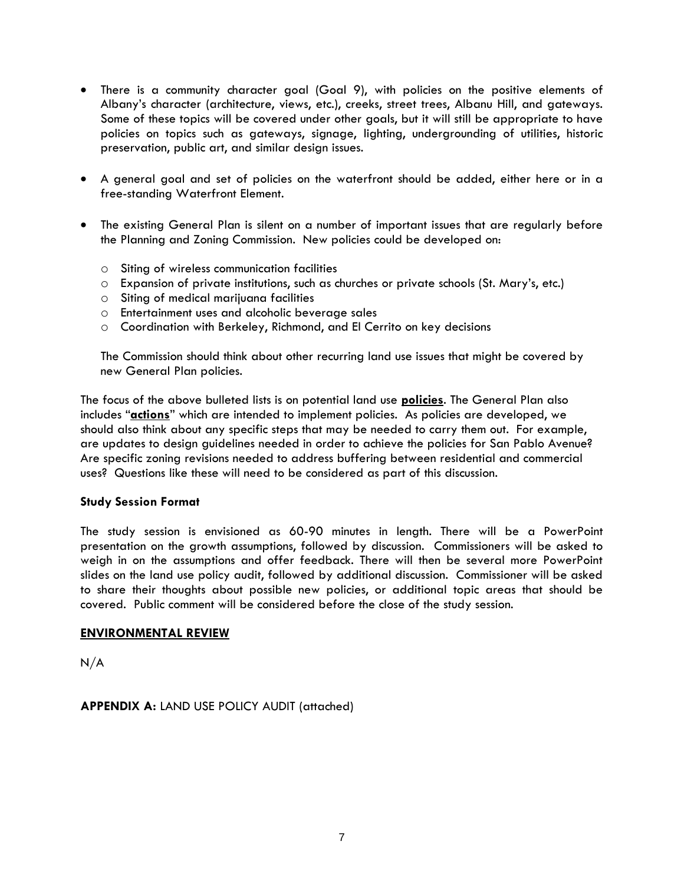- There is a community character goal (Goal 9), with policies on the positive elements of Albany's character (architecture, views, etc.), creeks, street trees, Albanu Hill, and gateways. Some of these topics will be covered under other goals, but it will still be appropriate to have policies on topics such as gateways, signage, lighting, undergrounding of utilities, historic preservation, public art, and similar design issues.

- A general goal and set of policies on the waterfront should be added, either here or in a free-standing Waterfront Element.

- The existing General Plan is silent on a number of important issues that are regularly before the Planning and Zoning Commission. New policies could be developed on:

    - Siting of wireless communication facilities
    - Expansion of private institutions, such as churches or private schools (St. Mary's, etc.)
    - Siting of medical marijuana facilities
    - Entertainment uses and alcoholic beverage sales
    - Coordination with Berkeley, Richmond, and El Cerrito on key decisions

  The Commission should think about other recurring land use issues that might be covered by new General Plan policies.

The focus of the above bulleted lists is on potential land use **policies**. The General Plan also includes "**actions**" which are intended to implement policies. As policies are developed, we should also think about any specific steps that may be needed to carry them out. For example, are updates to design guidelines needed in order to achieve the policies for San Pablo Avenue? Are specific zoning revisions needed to address buffering between residential and commercial uses? Questions like these will need to be considered as part of this discussion.

**Study Session Format**

The study session is envisioned as 60-90 minutes in length. There will be a PowerPoint presentation on the growth assumptions, followed by discussion. Commissioners will be asked to weigh in on the assumptions and offer feedback. There will then be several more PowerPoint slides on the land use policy audit, followed by additional discussion. Commissioner will be asked to share their thoughts about possible new policies, or additional topic areas that should be covered. Public comment will be considered before the close of the study session.

**ENVIRONMENTAL REVIEW**

N/A

**APPENDIX A:** LAND USE POLICY AUDIT (attached)